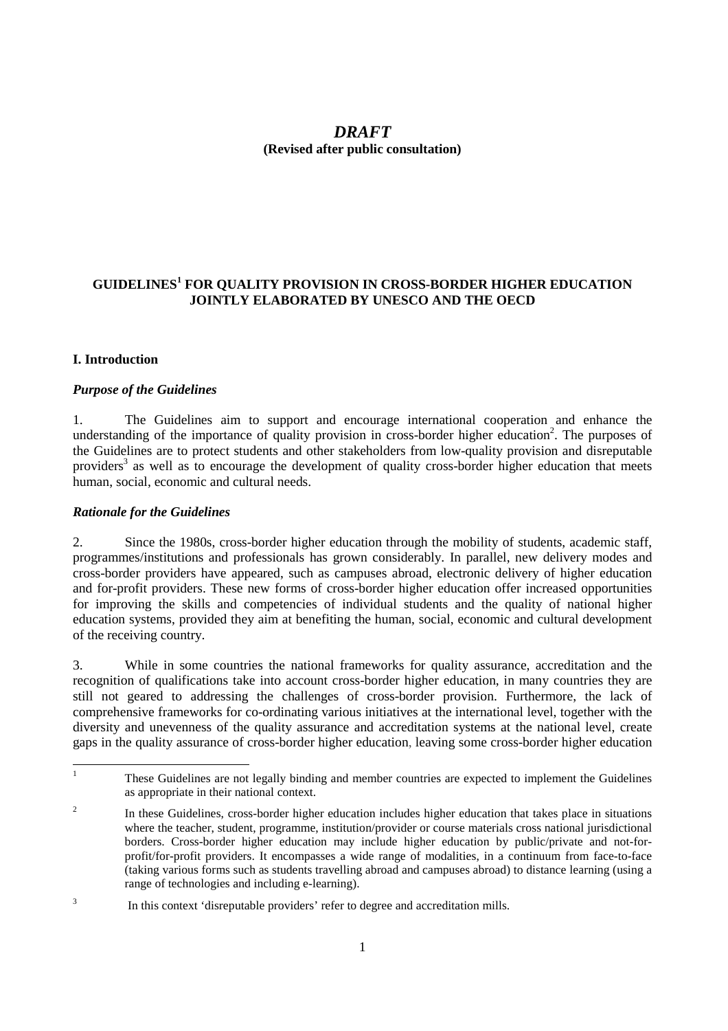# *DRAFT*

**(Revised after public consultation)**

## GUIDELINES[1] FOR QUALITY PROVISION IN CROSS-BORDER HIGHER EDUCATION JOINTLY ELABORATED BY UNESCO AND THE OECD

### I. Introduction

#### *Purpose of the Guidelines*

1. The Guidelines aim to support and encourage international cooperation and enhance the understanding of the importance of quality provision in cross-border higher education[2]. The purposes of the Guidelines are to protect students and other stakeholders from low-quality provision and disreputable providers[3] as well as to encourage the development of quality cross-border higher education that meets human, social, economic and cultural needs.

#### *Rationale for the Guidelines*

2. Since the 1980s, cross-border higher education through the mobility of students, academic staff, programmes/institutions and professionals has grown considerably. In parallel, new delivery modes and cross-border providers have appeared, such as campuses abroad, electronic delivery of higher education and for-profit providers. These new forms of cross-border higher education offer increased opportunities for improving the skills and competencies of individual students and the quality of national higher education systems, provided they aim at benefiting the human, social, economic and cultural development of the receiving country.

3. While in some countries the national frameworks for quality assurance, accreditation and the recognition of qualifications take into account cross-border higher education, in many countries they are still not geared to addressing the challenges of cross-border provision. Furthermore, the lack of comprehensive frameworks for co-ordinating various initiatives at the international level, together with the diversity and unevenness of the quality assurance and accreditation systems at the national level, create gaps in the quality assurance of cross-border higher education, leaving some cross-border higher education

---

[1] These Guidelines are not legally binding and member countries are expected to implement the Guidelines as appropriate in their national context.

[2] In these Guidelines, cross-border higher education includes higher education that takes place in situations where the teacher, student, programme, institution/provider or course materials cross national jurisdictional borders. Cross-border higher education may include higher education by public/private and not-for-profit/for-profit providers. It encompasses a wide range of modalities, in a continuum from face-to-face (taking various forms such as students travelling abroad and campuses abroad) to distance learning (using a range of technologies and including e-learning).

[3] In this context 'disreputable providers' refer to degree and accreditation mills.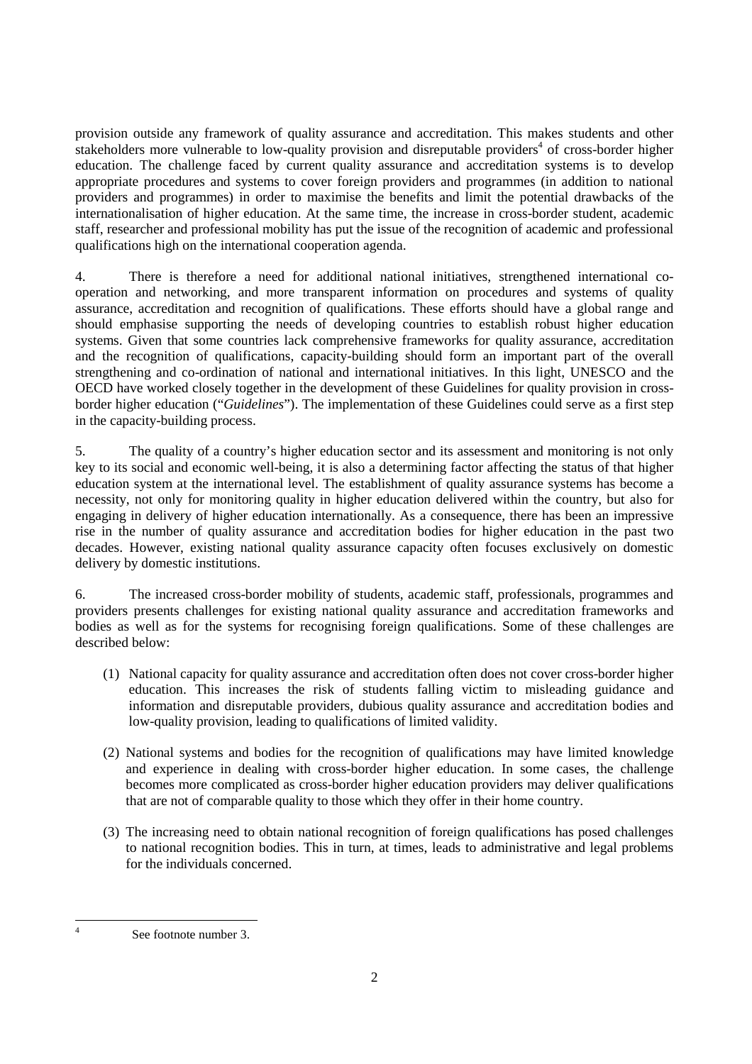provision outside any framework of quality assurance and accreditation. This makes students and other stakeholders more vulnerable to low-quality provision and disreputable providers[4] of cross-border higher education. The challenge faced by current quality assurance and accreditation systems is to develop appropriate procedures and systems to cover foreign providers and programmes (in addition to national providers and programmes) in order to maximise the benefits and limit the potential drawbacks of the internationalisation of higher education. At the same time, the increase in cross-border student, academic staff, researcher and professional mobility has put the issue of the recognition of academic and professional qualifications high on the international cooperation agenda.

4. There is therefore a need for additional national initiatives, strengthened international co-operation and networking, and more transparent information on procedures and systems of quality assurance, accreditation and recognition of qualifications. These efforts should have a global range and should emphasise supporting the needs of developing countries to establish robust higher education systems. Given that some countries lack comprehensive frameworks for quality assurance, accreditation and the recognition of qualifications, capacity-building should form an important part of the overall strengthening and co-ordination of national and international initiatives. In this light, UNESCO and the OECD have worked closely together in the development of these Guidelines for quality provision in cross-border higher education ("*Guidelines*"). The implementation of these Guidelines could serve as a first step in the capacity-building process.

5. The quality of a country's higher education sector and its assessment and monitoring is not only key to its social and economic well-being, it is also a determining factor affecting the status of that higher education system at the international level. The establishment of quality assurance systems has become a necessity, not only for monitoring quality in higher education delivered within the country, but also for engaging in delivery of higher education internationally. As a consequence, there has been an impressive rise in the number of quality assurance and accreditation bodies for higher education in the past two decades. However, existing national quality assurance capacity often focuses exclusively on domestic delivery by domestic institutions.

6. The increased cross-border mobility of students, academic staff, professionals, programmes and providers presents challenges for existing national quality assurance and accreditation frameworks and bodies as well as for the systems for recognising foreign qualifications. Some of these challenges are described below:

(1) National capacity for quality assurance and accreditation often does not cover cross-border higher education. This increases the risk of students falling victim to misleading guidance and information and disreputable providers, dubious quality assurance and accreditation bodies and low-quality provision, leading to qualifications of limited validity.

(2) National systems and bodies for the recognition of qualifications may have limited knowledge and experience in dealing with cross-border higher education. In some cases, the challenge becomes more complicated as cross-border higher education providers may deliver qualifications that are not of comparable quality to those which they offer in their home country.

(3) The increasing need to obtain national recognition of foreign qualifications has posed challenges to national recognition bodies. This in turn, at times, leads to administrative and legal problems for the individuals concerned.

---

[4] See footnote number 3.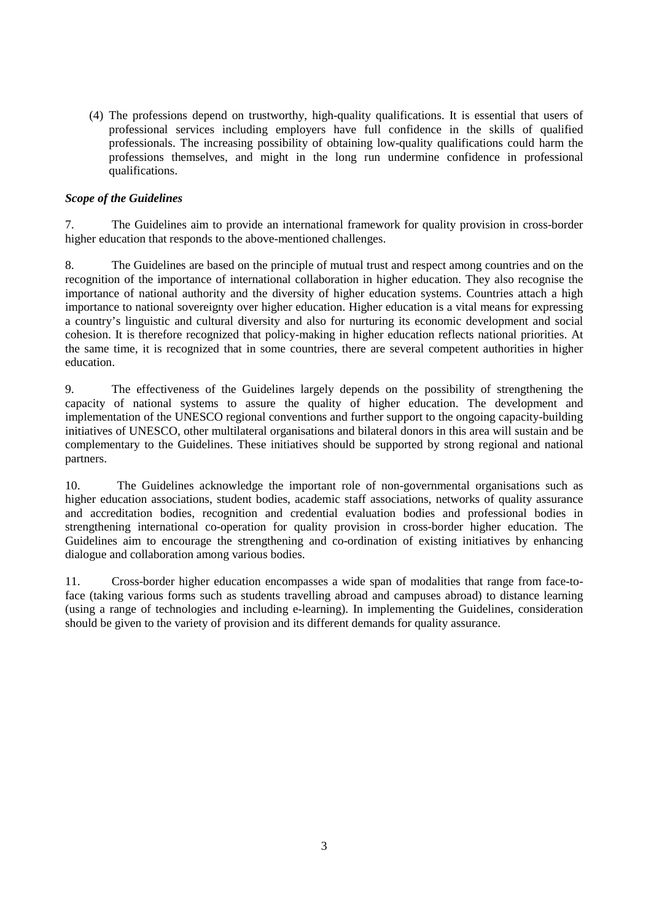(4) The professions depend on trustworthy, high-quality qualifications. It is essential that users of professional services including employers have full confidence in the skills of qualified professionals. The increasing possibility of obtaining low-quality qualifications could harm the professions themselves, and might in the long run undermine confidence in professional qualifications.

***Scope of the Guidelines***

7. The Guidelines aim to provide an international framework for quality provision in cross-border higher education that responds to the above-mentioned challenges.

8. The Guidelines are based on the principle of mutual trust and respect among countries and on the recognition of the importance of international collaboration in higher education. They also recognise the importance of national authority and the diversity of higher education systems. Countries attach a high importance to national sovereignty over higher education. Higher education is a vital means for expressing a country's linguistic and cultural diversity and also for nurturing its economic development and social cohesion. It is therefore recognized that policy-making in higher education reflects national priorities. At the same time, it is recognized that in some countries, there are several competent authorities in higher education.

9. The effectiveness of the Guidelines largely depends on the possibility of strengthening the capacity of national systems to assure the quality of higher education. The development and implementation of the UNESCO regional conventions and further support to the ongoing capacity-building initiatives of UNESCO, other multilateral organisations and bilateral donors in this area will sustain and be complementary to the Guidelines. These initiatives should be supported by strong regional and national partners.

10. The Guidelines acknowledge the important role of non-governmental organisations such as higher education associations, student bodies, academic staff associations, networks of quality assurance and accreditation bodies, recognition and credential evaluation bodies and professional bodies in strengthening international co-operation for quality provision in cross-border higher education. The Guidelines aim to encourage the strengthening and co-ordination of existing initiatives by enhancing dialogue and collaboration among various bodies.

11. Cross-border higher education encompasses a wide span of modalities that range from face-to-face (taking various forms such as students travelling abroad and campuses abroad) to distance learning (using a range of technologies and including e-learning). In implementing the Guidelines, consideration should be given to the variety of provision and its different demands for quality assurance.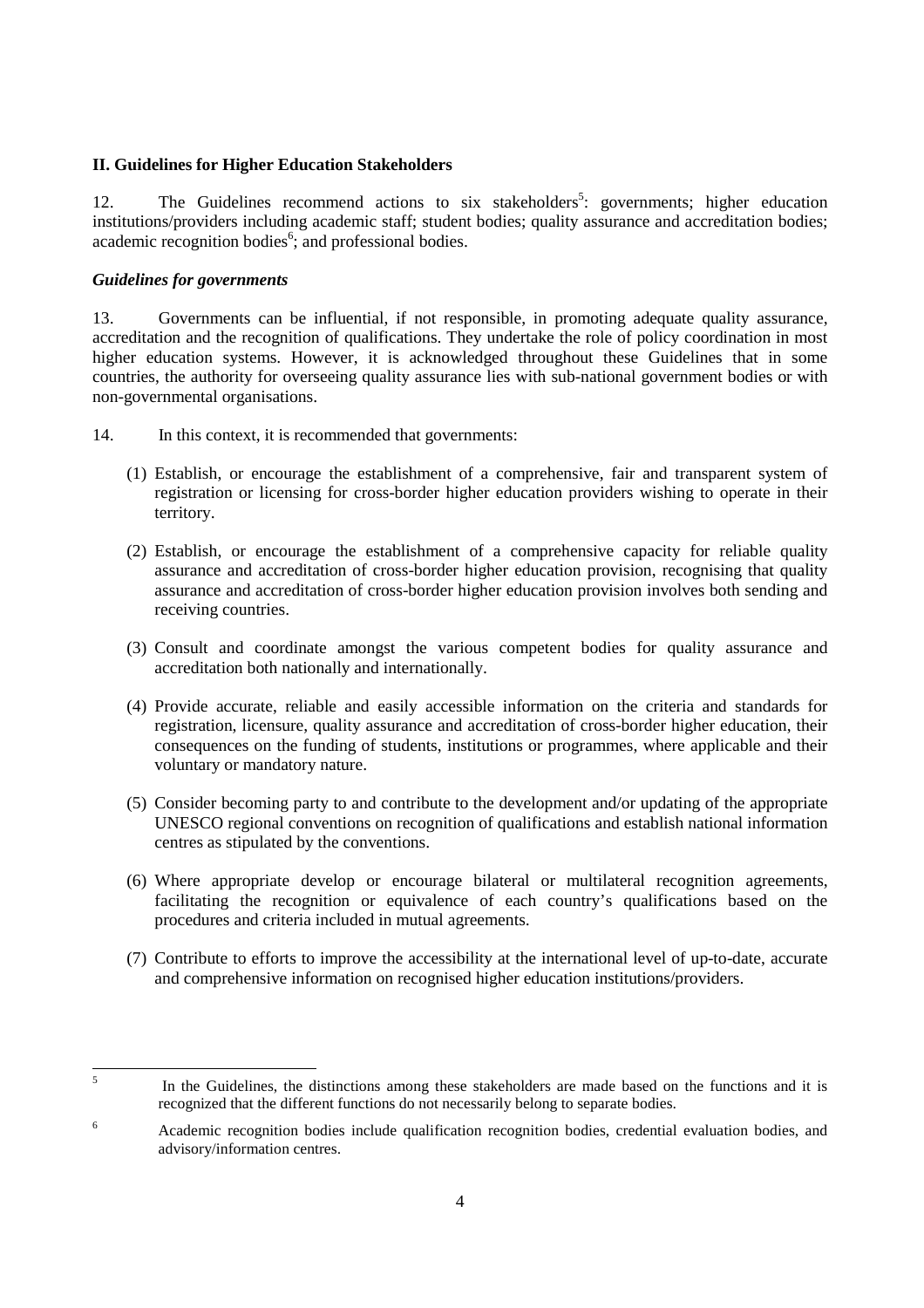## II. Guidelines for Higher Education Stakeholders

12. The Guidelines recommend actions to six stakeholders[5]: governments; higher education institutions/providers including academic staff; student bodies; quality assurance and accreditation bodies; academic recognition bodies[6]; and professional bodies.

### *Guidelines for governments*

13. Governments can be influential, if not responsible, in promoting adequate quality assurance, accreditation and the recognition of qualifications. They undertake the role of policy coordination in most higher education systems. However, it is acknowledged throughout these Guidelines that in some countries, the authority for overseeing quality assurance lies with sub-national government bodies or with non-governmental organisations.

14. In this context, it is recommended that governments:

(1) Establish, or encourage the establishment of a comprehensive, fair and transparent system of registration or licensing for cross-border higher education providers wishing to operate in their territory.

(2) Establish, or encourage the establishment of a comprehensive capacity for reliable quality assurance and accreditation of cross-border higher education provision, recognising that quality assurance and accreditation of cross-border higher education provision involves both sending and receiving countries.

(3) Consult and coordinate amongst the various competent bodies for quality assurance and accreditation both nationally and internationally.

(4) Provide accurate, reliable and easily accessible information on the criteria and standards for registration, licensure, quality assurance and accreditation of cross-border higher education, their consequences on the funding of students, institutions or programmes, where applicable and their voluntary or mandatory nature.

(5) Consider becoming party to and contribute to the development and/or updating of the appropriate UNESCO regional conventions on recognition of qualifications and establish national information centres as stipulated by the conventions.

(6) Where appropriate develop or encourage bilateral or multilateral recognition agreements, facilitating the recognition or equivalence of each country's qualifications based on the procedures and criteria included in mutual agreements.

(7) Contribute to efforts to improve the accessibility at the international level of up-to-date, accurate and comprehensive information on recognised higher education institutions/providers.

---

[5] In the Guidelines, the distinctions among these stakeholders are made based on the functions and it is recognized that the different functions do not necessarily belong to separate bodies.

[6] Academic recognition bodies include qualification recognition bodies, credential evaluation bodies, and advisory/information centres.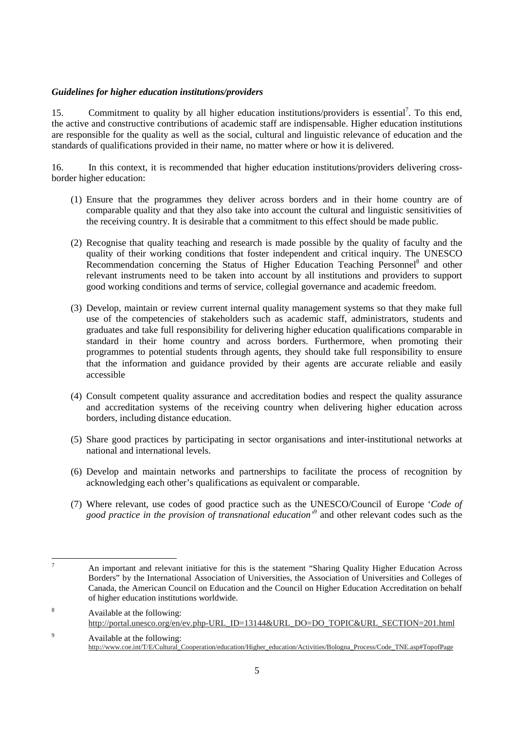***Guidelines for higher education institutions/providers***

15. Commitment to quality by all higher education institutions/providers is essential[7]. To this end, the active and constructive contributions of academic staff are indispensable. Higher education institutions are responsible for the quality as well as the social, cultural and linguistic relevance of education and the standards of qualifications provided in their name, no matter where or how it is delivered.

16. In this context, it is recommended that higher education institutions/providers delivering cross-border higher education:

(1) Ensure that the programmes they deliver across borders and in their home country are of comparable quality and that they also take into account the cultural and linguistic sensitivities of the receiving country. It is desirable that a commitment to this effect should be made public.

(2) Recognise that quality teaching and research is made possible by the quality of faculty and the quality of their working conditions that foster independent and critical inquiry. The UNESCO Recommendation concerning the Status of Higher Education Teaching Personnel[8] and other relevant instruments need to be taken into account by all institutions and providers to support good working conditions and terms of service, collegial governance and academic freedom.

(3) Develop, maintain or review current internal quality management systems so that they make full use of the competencies of stakeholders such as academic staff, administrators, students and graduates and take full responsibility for delivering higher education qualifications comparable in standard in their home country and across borders. Furthermore, when promoting their programmes to potential students through agents, they should take full responsibility to ensure that the information and guidance provided by their agents are accurate reliable and easily accessible

(4) Consult competent quality assurance and accreditation bodies and respect the quality assurance and accreditation systems of the receiving country when delivering higher education across borders, including distance education.

(5) Share good practices by participating in sector organisations and inter-institutional networks at national and international levels.

(6) Develop and maintain networks and partnerships to facilitate the process of recognition by acknowledging each other's qualifications as equivalent or comparable.

(7) Where relevant, use codes of good practice such as the UNESCO/Council of Europe '*Code of good practice in the provision of transnational education'*[9] and other relevant codes such as the

---

[7] An important and relevant initiative for this is the statement "Sharing Quality Higher Education Across Borders" by the International Association of Universities, the Association of Universities and Colleges of Canada, the American Council on Education and the Council on Higher Education Accreditation on behalf of higher education institutions worldwide.

[8] Available at the following: http://portal.unesco.org/en/ev.php-URL_ID=13144&URL_DO=DO_TOPIC&URL_SECTION=201.html

[9] Available at the following: http://www.coe.int/T/E/Cultural_Cooperation/education/Higher_education/Activities/Bologna_Process/Code_TNE.asp#TopofPage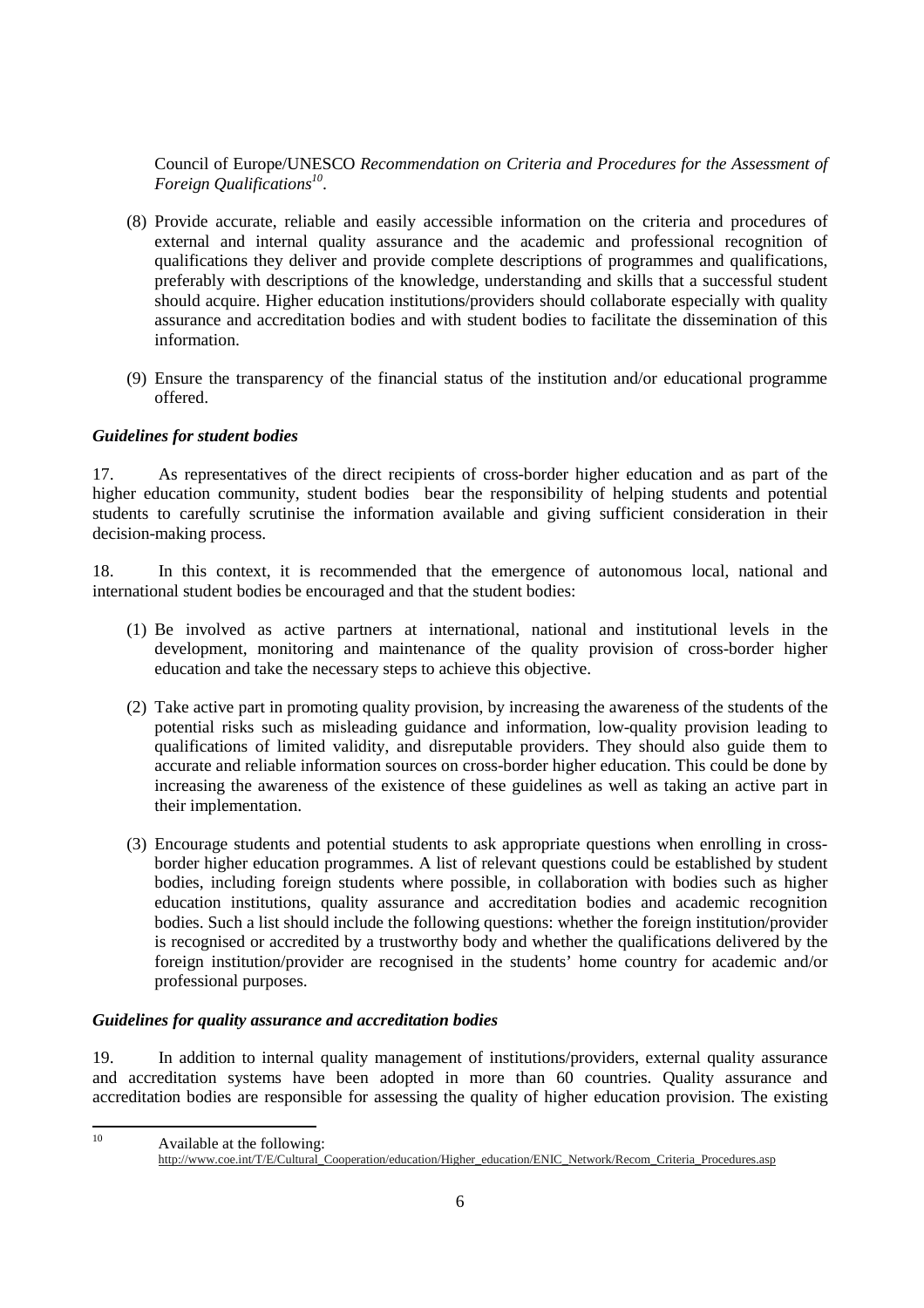Council of Europe/UNESCO *Recommendation on Criteria and Procedures for the Assessment of Foreign Qualifications*[10].

(8) Provide accurate, reliable and easily accessible information on the criteria and procedures of external and internal quality assurance and the academic and professional recognition of qualifications they deliver and provide complete descriptions of programmes and qualifications, preferably with descriptions of the knowledge, understanding and skills that a successful student should acquire. Higher education institutions/providers should collaborate especially with quality assurance and accreditation bodies and with student bodies to facilitate the dissemination of this information.

(9) Ensure the transparency of the financial status of the institution and/or educational programme offered.

***Guidelines for student bodies***

17. As representatives of the direct recipients of cross-border higher education and as part of the higher education community, student bodies bear the responsibility of helping students and potential students to carefully scrutinise the information available and giving sufficient consideration in their decision-making process.

18. In this context, it is recommended that the emergence of autonomous local, national and international student bodies be encouraged and that the student bodies:

(1) Be involved as active partners at international, national and institutional levels in the development, monitoring and maintenance of the quality provision of cross-border higher education and take the necessary steps to achieve this objective.

(2) Take active part in promoting quality provision, by increasing the awareness of the students of the potential risks such as misleading guidance and information, low-quality provision leading to qualifications of limited validity, and disreputable providers. They should also guide them to accurate and reliable information sources on cross-border higher education. This could be done by increasing the awareness of the existence of these guidelines as well as taking an active part in their implementation.

(3) Encourage students and potential students to ask appropriate questions when enrolling in cross-border higher education programmes. A list of relevant questions could be established by student bodies, including foreign students where possible, in collaboration with bodies such as higher education institutions, quality assurance and accreditation bodies and academic recognition bodies. Such a list should include the following questions: whether the foreign institution/provider is recognised or accredited by a trustworthy body and whether the qualifications delivered by the foreign institution/provider are recognised in the students' home country for academic and/or professional purposes.

***Guidelines for quality assurance and accreditation bodies***

19. In addition to internal quality management of institutions/providers, external quality assurance and accreditation systems have been adopted in more than 60 countries. Quality assurance and accreditation bodies are responsible for assessing the quality of higher education provision. The existing

---

[10] Available at the following: http://www.coe.int/T/E/Cultural_Cooperation/education/Higher_education/ENIC_Network/Recom_Criteria_Procedures.asp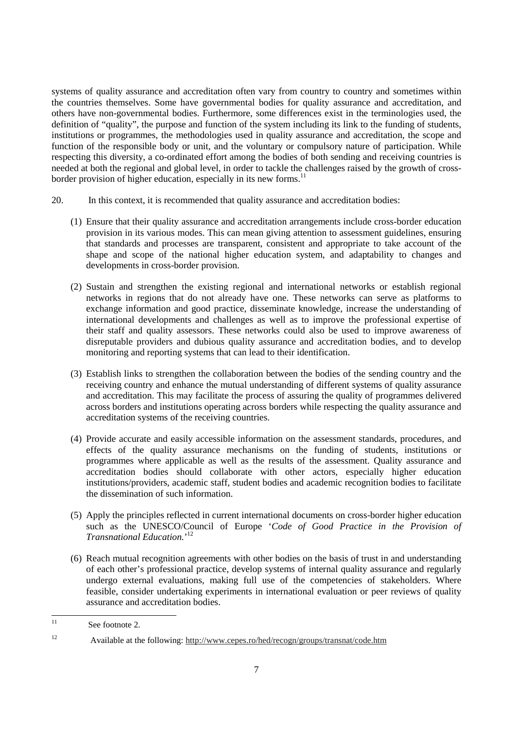systems of quality assurance and accreditation often vary from country to country and sometimes within the countries themselves. Some have governmental bodies for quality assurance and accreditation, and others have non-governmental bodies. Furthermore, some differences exist in the terminologies used, the definition of "quality", the purpose and function of the system including its link to the funding of students, institutions or programmes, the methodologies used in quality assurance and accreditation, the scope and function of the responsible body or unit, and the voluntary or compulsory nature of participation. While respecting this diversity, a co-ordinated effort among the bodies of both sending and receiving countries is needed at both the regional and global level, in order to tackle the challenges raised by the growth of cross-border provision of higher education, especially in its new forms.[11]

20. In this context, it is recommended that quality assurance and accreditation bodies:

(1) Ensure that their quality assurance and accreditation arrangements include cross-border education provision in its various modes. This can mean giving attention to assessment guidelines, ensuring that standards and processes are transparent, consistent and appropriate to take account of the shape and scope of the national higher education system, and adaptability to changes and developments in cross-border provision.

(2) Sustain and strengthen the existing regional and international networks or establish regional networks in regions that do not already have one. These networks can serve as platforms to exchange information and good practice, disseminate knowledge, increase the understanding of international developments and challenges as well as to improve the professional expertise of their staff and quality assessors. These networks could also be used to improve awareness of disreputable providers and dubious quality assurance and accreditation bodies, and to develop monitoring and reporting systems that can lead to their identification.

(3) Establish links to strengthen the collaboration between the bodies of the sending country and the receiving country and enhance the mutual understanding of different systems of quality assurance and accreditation. This may facilitate the process of assuring the quality of programmes delivered across borders and institutions operating across borders while respecting the quality assurance and accreditation systems of the receiving countries.

(4) Provide accurate and easily accessible information on the assessment standards, procedures, and effects of the quality assurance mechanisms on the funding of students, institutions or programmes where applicable as well as the results of the assessment. Quality assurance and accreditation bodies should collaborate with other actors, especially higher education institutions/providers, academic staff, student bodies and academic recognition bodies to facilitate the dissemination of such information.

(5) Apply the principles reflected in current international documents on cross-border higher education such as the UNESCO/Council of Europe '*Code of Good Practice in the Provision of Transnational Education.*'[12]

(6) Reach mutual recognition agreements with other bodies on the basis of trust in and understanding of each other's professional practice, develop systems of internal quality assurance and regularly undergo external evaluations, making full use of the competencies of stakeholders. Where feasible, consider undertaking experiments in international evaluation or peer reviews of quality assurance and accreditation bodies.

---

[11] See footnote 2.

[12] Available at the following: http://www.cepes.ro/hed/recogn/groups/transnat/code.htm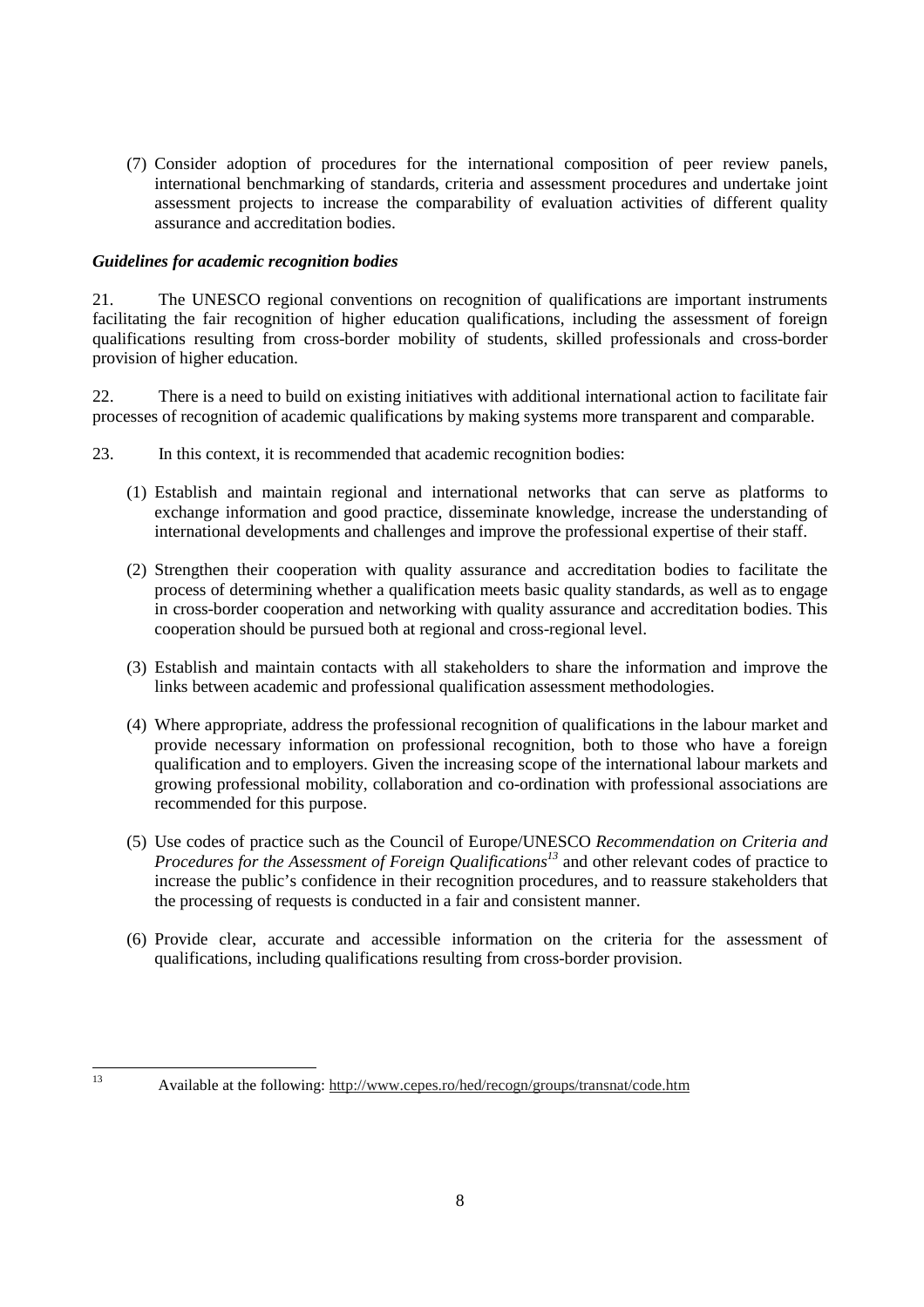(7) Consider adoption of procedures for the international composition of peer review panels, international benchmarking of standards, criteria and assessment procedures and undertake joint assessment projects to increase the comparability of evaluation activities of different quality assurance and accreditation bodies.

***Guidelines for academic recognition bodies***

21. The UNESCO regional conventions on recognition of qualifications are important instruments facilitating the fair recognition of higher education qualifications, including the assessment of foreign qualifications resulting from cross-border mobility of students, skilled professionals and cross-border provision of higher education.

22. There is a need to build on existing initiatives with additional international action to facilitate fair processes of recognition of academic qualifications by making systems more transparent and comparable.

23. In this context, it is recommended that academic recognition bodies:

(1) Establish and maintain regional and international networks that can serve as platforms to exchange information and good practice, disseminate knowledge, increase the understanding of international developments and challenges and improve the professional expertise of their staff.

(2) Strengthen their cooperation with quality assurance and accreditation bodies to facilitate the process of determining whether a qualification meets basic quality standards, as well as to engage in cross-border cooperation and networking with quality assurance and accreditation bodies. This cooperation should be pursued both at regional and cross-regional level.

(3) Establish and maintain contacts with all stakeholders to share the information and improve the links between academic and professional qualification assessment methodologies.

(4) Where appropriate, address the professional recognition of qualifications in the labour market and provide necessary information on professional recognition, both to those who have a foreign qualification and to employers. Given the increasing scope of the international labour markets and growing professional mobility, collaboration and co-ordination with professional associations are recommended for this purpose.

(5) Use codes of practice such as the Council of Europe/UNESCO *Recommendation on Criteria and Procedures for the Assessment of Foreign Qualifications*[13] and other relevant codes of practice to increase the public's confidence in their recognition procedures, and to reassure stakeholders that the processing of requests is conducted in a fair and consistent manner.

(6) Provide clear, accurate and accessible information on the criteria for the assessment of qualifications, including qualifications resulting from cross-border provision.

---

[13] Available at the following: http://www.cepes.ro/hed/recogn/groups/transnat/code.htm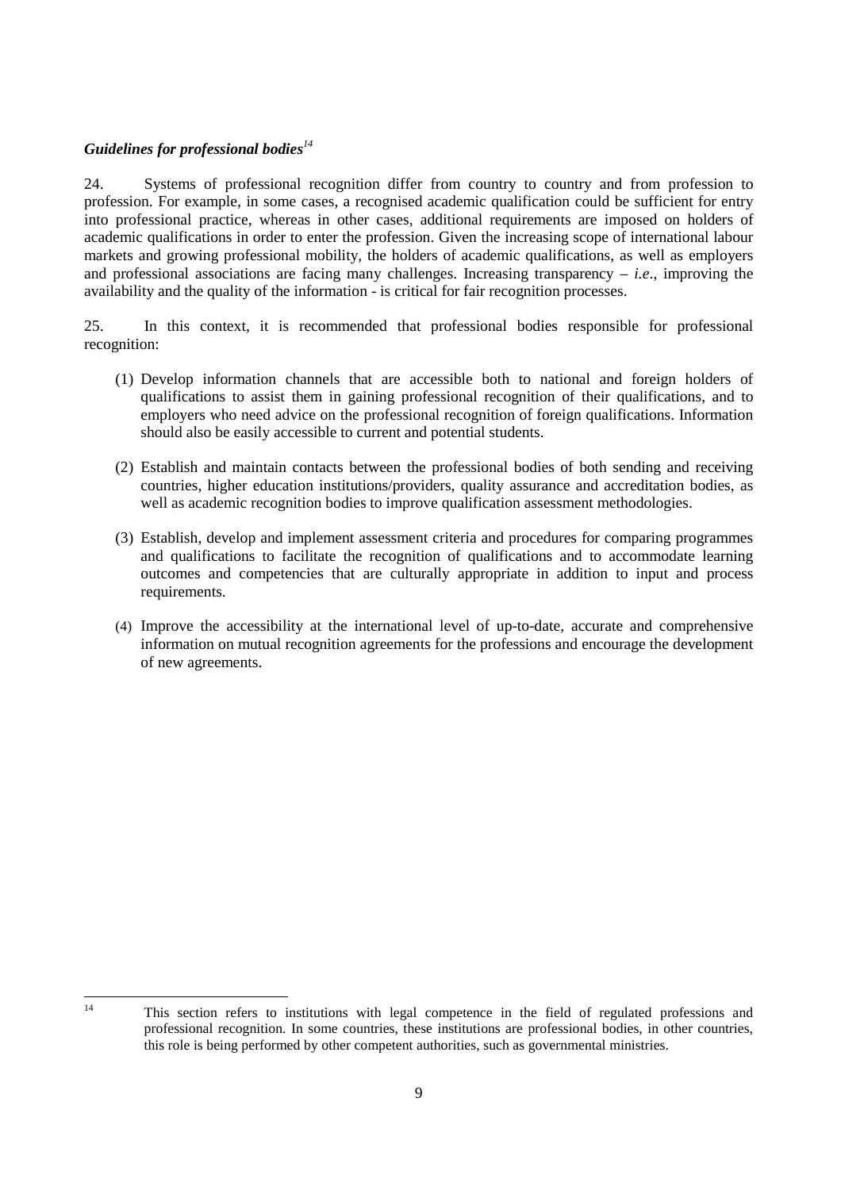***Guidelines for professional bodies*[14]**

24. Systems of professional recognition differ from country to country and from profession to profession. For example, in some cases, a recognised academic qualification could be sufficient for entry into professional practice, whereas in other cases, additional requirements are imposed on holders of academic qualifications in order to enter the profession. Given the increasing scope of international labour markets and growing professional mobility, the holders of academic qualifications, as well as employers and professional associations are facing many challenges. Increasing transparency – *i.e*., improving the availability and the quality of the information - is critical for fair recognition processes.

25. In this context, it is recommended that professional bodies responsible for professional recognition:

(1) Develop information channels that are accessible both to national and foreign holders of qualifications to assist them in gaining professional recognition of their qualifications, and to employers who need advice on the professional recognition of foreign qualifications. Information should also be easily accessible to current and potential students.

(2) Establish and maintain contacts between the professional bodies of both sending and receiving countries, higher education institutions/providers, quality assurance and accreditation bodies, as well as academic recognition bodies to improve qualification assessment methodologies.

(3) Establish, develop and implement assessment criteria and procedures for comparing programmes and qualifications to facilitate the recognition of qualifications and to accommodate learning outcomes and competencies that are culturally appropriate in addition to input and process requirements.

(4) Improve the accessibility at the international level of up-to-date, accurate and comprehensive information on mutual recognition agreements for the professions and encourage the development of new agreements.

---

[14] This section refers to institutions with legal competence in the field of regulated professions and professional recognition. In some countries, these institutions are professional bodies, in other countries, this role is being performed by other competent authorities, such as governmental ministries.